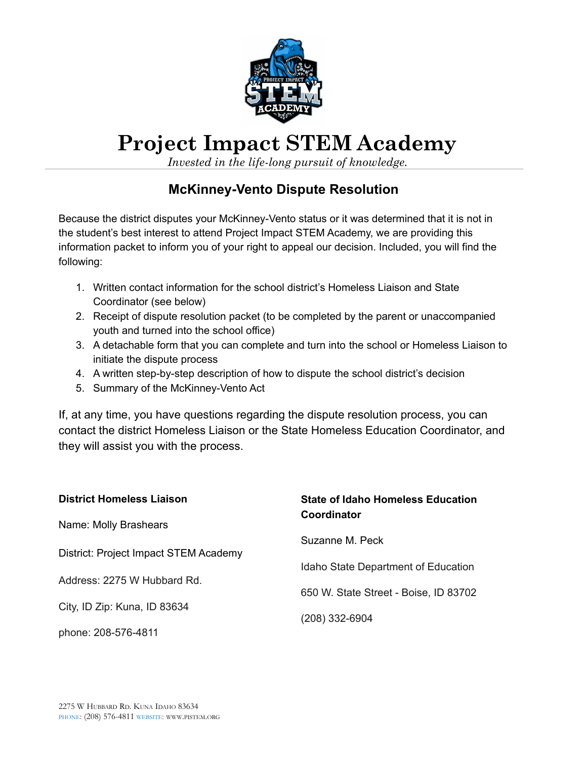# Project Impact STEM Academy

*Invested in the life-long pursuit of knowledge.*

## McKinney-Vento Dispute Resolution

Because the district disputes your McKinney-Vento status or it was determined that it is not in the student's best interest to attend Project Impact STEM Academy, we are providing this information packet to inform you of your right to appeal our decision. Included, you will find the following:

1. Written contact information for the school district's Homeless Liaison and State Coordinator (see below)
2. Receipt of dispute resolution packet (to be completed by the parent or unaccompanied youth and turned into the school office)
3. A detachable form that you can complete and turn into the school or Homeless Liaison to initiate the dispute process
4. A written step-by-step description of how to dispute the school district's decision
5. Summary of the McKinney-Vento Act

If, at any time, you have questions regarding the dispute resolution process, you can contact the district Homeless Liaison or the State Homeless Education Coordinator, and they will assist you with the process.

**District Homeless Liaison**

Name: Molly Brashears

District: Project Impact STEM Academy

Address: 2275 W Hubbard Rd.

City, ID Zip: Kuna, ID 83634

phone: 208-576-4811

**State of Idaho Homeless Education Coordinator**

Suzanne M. Peck

Idaho State Department of Education

650 W. State Street - Boise, ID 83702

(208) 332-6904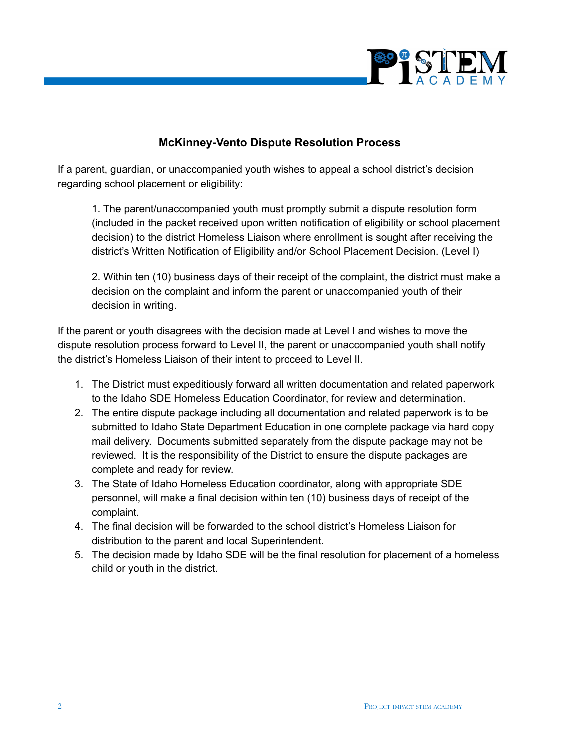## McKinney-Vento Dispute Resolution Process

If a parent, guardian, or unaccompanied youth wishes to appeal a school district's decision regarding school placement or eligibility:

1. The parent/unaccompanied youth must promptly submit a dispute resolution form (included in the packet received upon written notification of eligibility or school placement decision) to the district Homeless Liaison where enrollment is sought after receiving the district's Written Notification of Eligibility and/or School Placement Decision. (Level I)

2. Within ten (10) business days of their receipt of the complaint, the district must make a decision on the complaint and inform the parent or unaccompanied youth of their decision in writing.

If the parent or youth disagrees with the decision made at Level I and wishes to move the dispute resolution process forward to Level II, the parent or unaccompanied youth shall notify the district's Homeless Liaison of their intent to proceed to Level II.

1. The District must expeditiously forward all written documentation and related paperwork to the Idaho SDE Homeless Education Coordinator, for review and determination.
2. The entire dispute package including all documentation and related paperwork is to be submitted to Idaho State Department Education in one complete package via hard copy mail delivery. Documents submitted separately from the dispute package may not be reviewed. It is the responsibility of the District to ensure the dispute packages are complete and ready for review.
3. The State of Idaho Homeless Education coordinator, along with appropriate SDE personnel, will make a final decision within ten (10) business days of receipt of the complaint.
4. The final decision will be forwarded to the school district's Homeless Liaison for distribution to the parent and local Superintendent.
5. The decision made by Idaho SDE will be the final resolution for placement of a homeless child or youth in the district.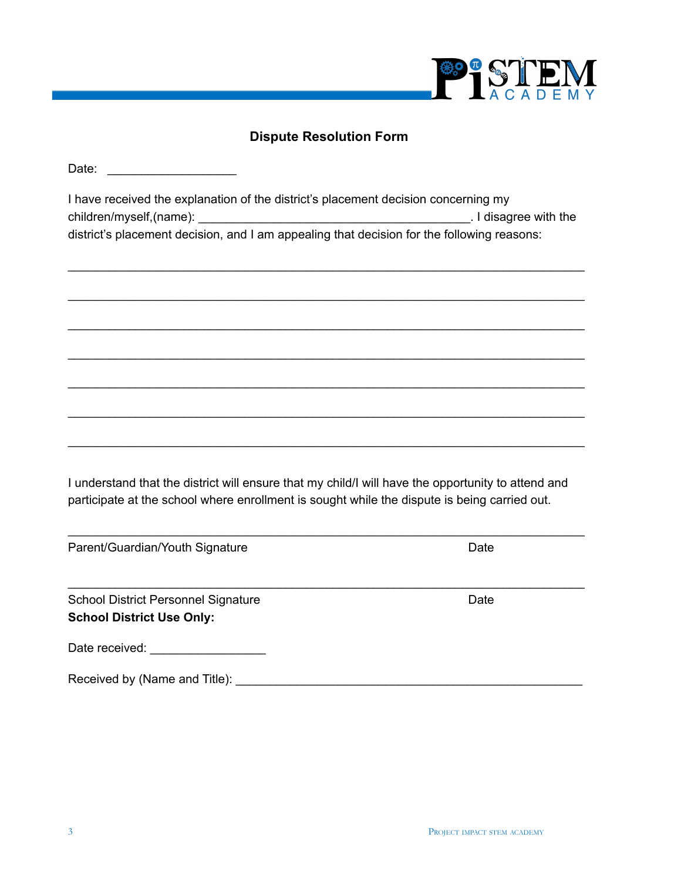## Dispute Resolution Form

Date: ___________________

I have received the explanation of the district's placement decision concerning my children/myself,(name): ________________________________________. I disagree with the district's placement decision, and I am appealing that decision for the following reasons:

_____________________________________________________________________________

_____________________________________________________________________________

_____________________________________________________________________________

_____________________________________________________________________________

_____________________________________________________________________________

_____________________________________________________________________________

_____________________________________________________________________________

I understand that the district will ensure that my child/I will have the opportunity to attend and participate at the school where enrollment is sought while the dispute is being carried out.

_____________________________________________________________________________

Parent/Guardian/Youth Signature                                                                Date

_____________________________________________________________________________

School District Personnel Signature                                                              Date

**School District Use Only:**

Date received: _________________

Received by (Name and Title): ___________________________________________________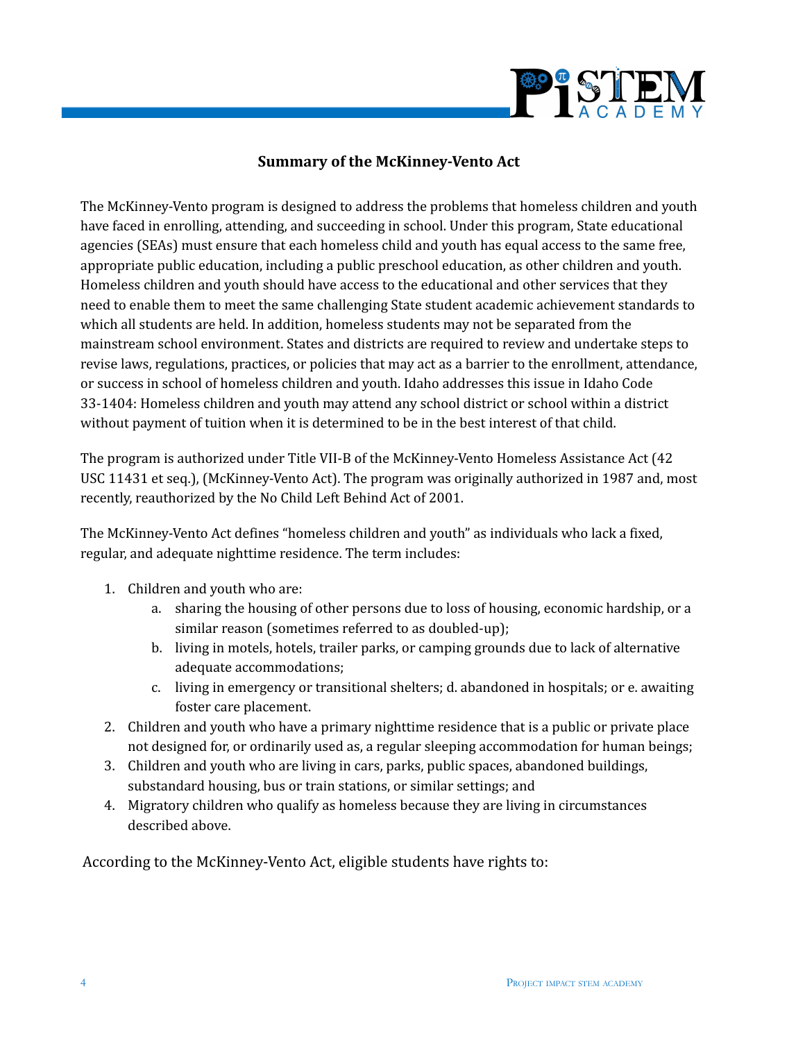**Summary of the McKinney-Vento Act**

The McKinney-Vento program is designed to address the problems that homeless children and youth have faced in enrolling, attending, and succeeding in school. Under this program, State educational agencies (SEAs) must ensure that each homeless child and youth has equal access to the same free, appropriate public education, including a public preschool education, as other children and youth. Homeless children and youth should have access to the educational and other services that they need to enable them to meet the same challenging State student academic achievement standards to which all students are held. In addition, homeless students may not be separated from the mainstream school environment. States and districts are required to review and undertake steps to revise laws, regulations, practices, or policies that may act as a barrier to the enrollment, attendance, or success in school of homeless children and youth. Idaho addresses this issue in Idaho Code 33-1404: Homeless children and youth may attend any school district or school within a district without payment of tuition when it is determined to be in the best interest of that child.

The program is authorized under Title VII-B of the McKinney-Vento Homeless Assistance Act (42 USC 11431 et seq.), (McKinney-Vento Act). The program was originally authorized in 1987 and, most recently, reauthorized by the No Child Left Behind Act of 2001.

The McKinney-Vento Act defines "homeless children and youth" as individuals who lack a fixed, regular, and adequate nighttime residence. The term includes:

1. Children and youth who are:
   a. sharing the housing of other persons due to loss of housing, economic hardship, or a similar reason (sometimes referred to as doubled-up);
   b. living in motels, hotels, trailer parks, or camping grounds due to lack of alternative adequate accommodations;
   c. living in emergency or transitional shelters; d. abandoned in hospitals; or e. awaiting foster care placement.
2. Children and youth who have a primary nighttime residence that is a public or private place not designed for, or ordinarily used as, a regular sleeping accommodation for human beings;
3. Children and youth who are living in cars, parks, public spaces, abandoned buildings, substandard housing, bus or train stations, or similar settings; and
4. Migratory children who qualify as homeless because they are living in circumstances described above.

According to the McKinney-Vento Act, eligible students have rights to: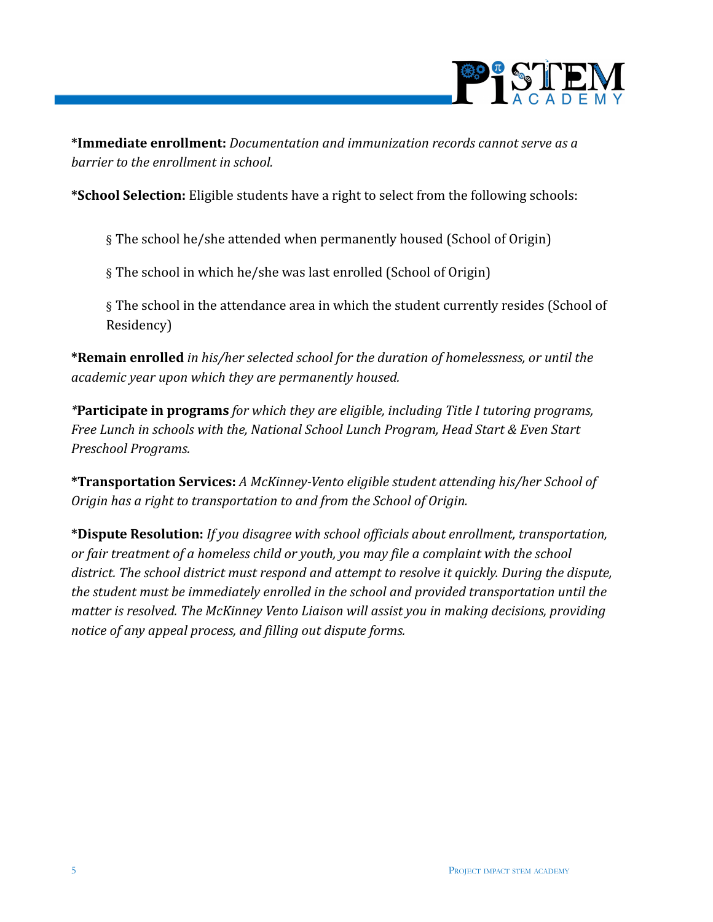***Immediate enrollment:*** *Documentation and immunization records cannot serve as a barrier to the enrollment in school.*

***School Selection:*** Eligible students have a right to select from the following schools:

§ The school he/she attended when permanently housed (School of Origin)

§ The school in which he/she was last enrolled (School of Origin)

§ The school in the attendance area in which the student currently resides (School of Residency)

***Remain enrolled*** *in his/her selected school for the duration of homelessness, or until the academic year upon which they are permanently housed.*

*\*Participate in programs* *for which they are eligible, including Title I tutoring programs, Free Lunch in schools with the, National School Lunch Program, Head Start & Even Start Preschool Programs.*

***Transportation Services:*** *A McKinney-Vento eligible student attending his/her School of Origin has a right to transportation to and from the School of Origin.*

***Dispute Resolution:*** *If you disagree with school officials about enrollment, transportation, or fair treatment of a homeless child or youth, you may file a complaint with the school district. The school district must respond and attempt to resolve it quickly. During the dispute, the student must be immediately enrolled in the school and provided transportation until the matter is resolved. The McKinney Vento Liaison will assist you in making decisions, providing notice of any appeal process, and filling out dispute forms.*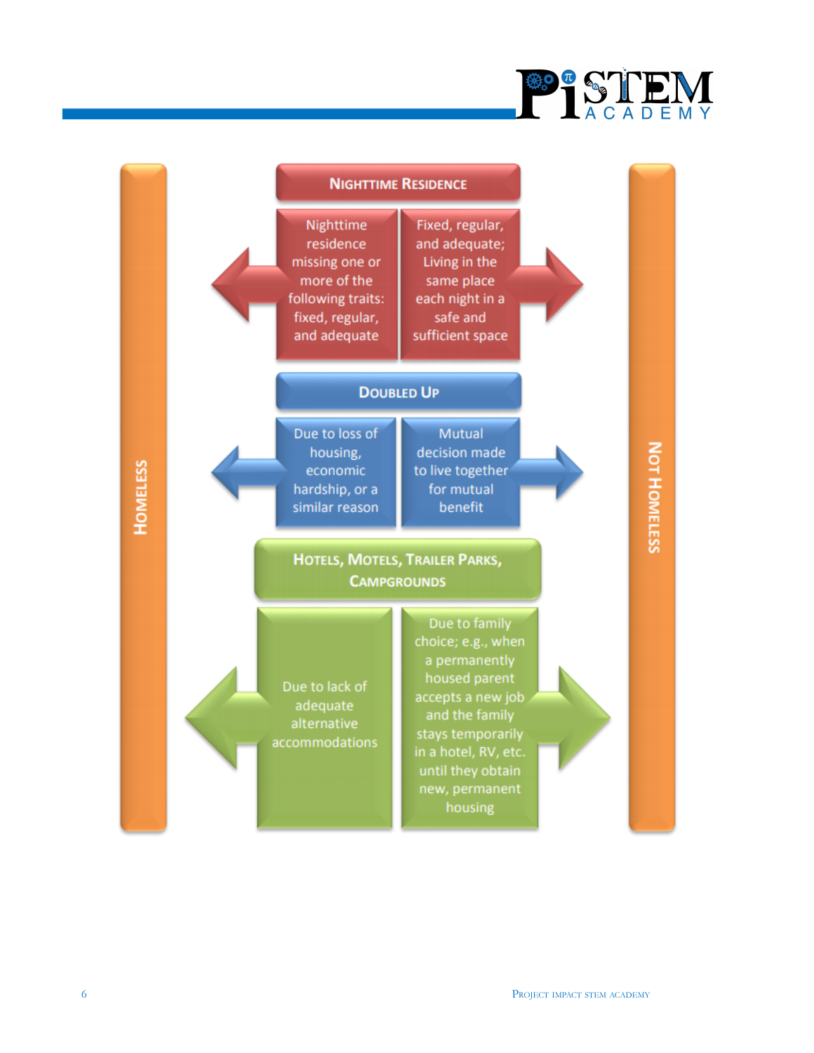| Homeless | Category | Not Homeless |
| --- | --- | --- |
| Nighttime residence missing one or more of the following traits: fixed, regular, and adequate | **Nighttime Residence** | Fixed, regular, and adequate; Living in the same place each night in a safe and sufficient space |
| Due to loss of housing, economic hardship, or a similar reason | **Doubled Up** | Mutual decision made to live together for mutual benefit |
| Due to lack of adequate alternative accommodations | **Hotels, Motels, Trailer Parks, Campgrounds** | Due to family choice; e.g., when a permanently housed parent accepts a new job and the family stays temporarily in a hotel, RV, etc. until they obtain new, permanent housing |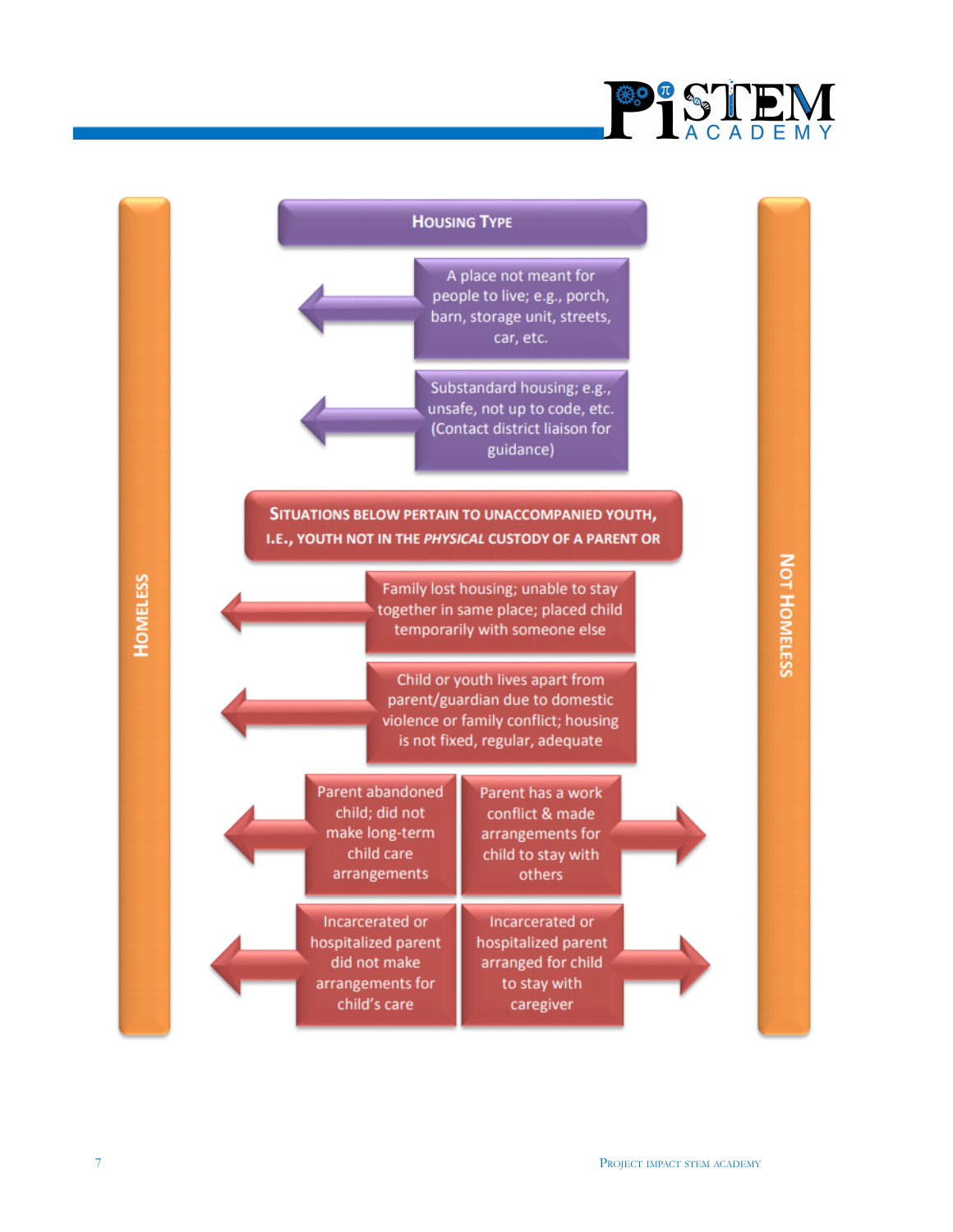## Housing Type

**Homeless** | **Not Homeless**

- A place not meant for people to live; e.g., porch, barn, storage unit, streets, car, etc. → **Homeless**
- Substandard housing; e.g., unsafe, not up to code, etc. (Contact district liaison for guidance) → **Homeless**

## Situations below pertain to unaccompanied youth, i.e., youth not in the *physical* custody of a parent or

- Family lost housing; unable to stay together in same place; placed child temporarily with someone else → **Homeless**
- Child or youth lives apart from parent/guardian due to domestic violence or family conflict; housing is not fixed, regular, adequate → **Homeless**
- Parent abandoned child; did not make long-term child care arrangements → **Homeless**
- Parent has a work conflict & made arrangements for child to stay with others → **Not Homeless**
- Incarcerated or hospitalized parent did not make arrangements for child's care → **Homeless**
- Incarcerated or hospitalized parent arranged for child to stay with caregiver → **Not Homeless**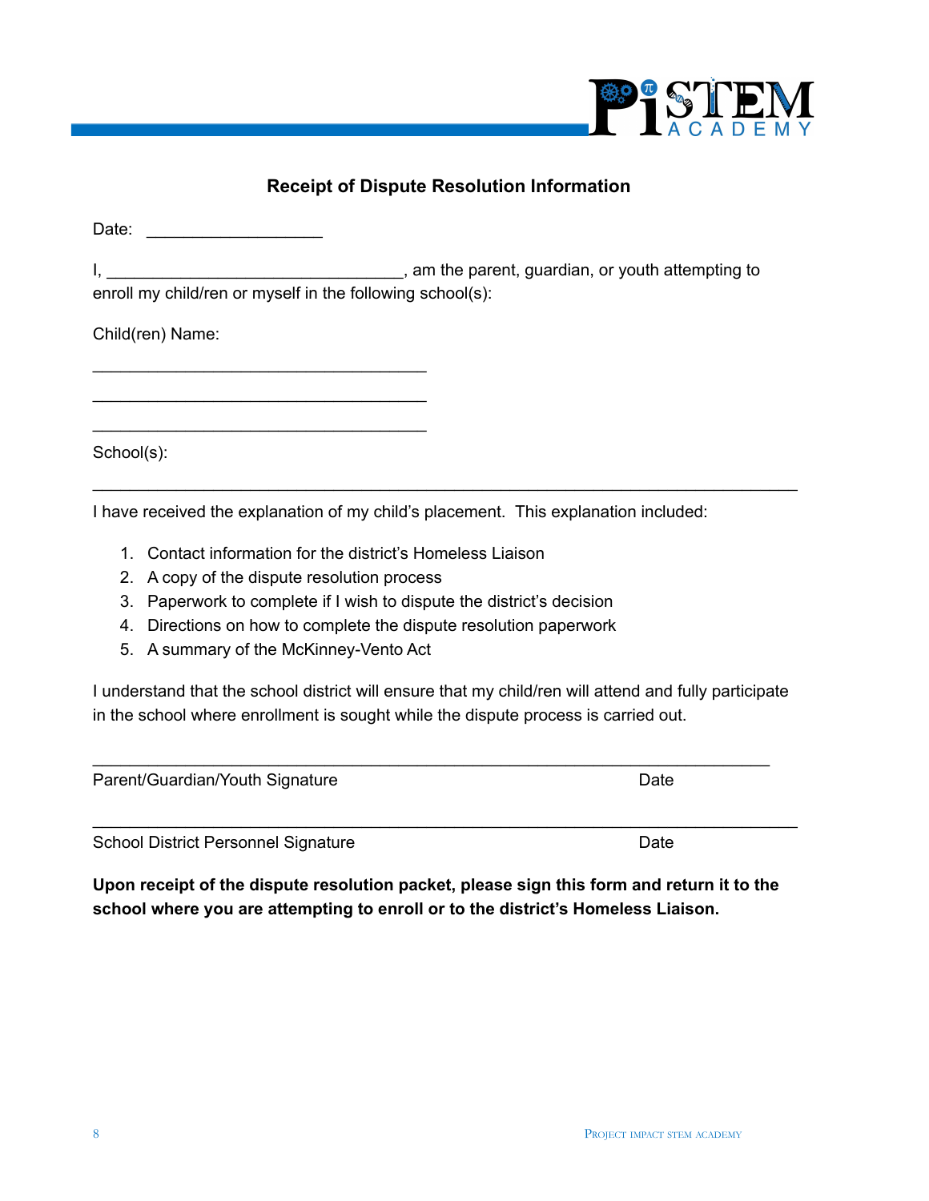## Receipt of Dispute Resolution Information

Date: ___________________

I, ________________________________, am the parent, guardian, or youth attempting to enroll my child/ren or myself in the following school(s):

Child(ren) Name:

____________________________________

____________________________________

____________________________________

School(s):

____________________________________________________________________________

I have received the explanation of my child's placement. This explanation included:

1. Contact information for the district's Homeless Liaison
2. A copy of the dispute resolution process
3. Paperwork to complete if I wish to dispute the district's decision
4. Directions on how to complete the dispute resolution paperwork
5. A summary of the McKinney-Vento Act

I understand that the school district will ensure that my child/ren will attend and fully participate in the school where enrollment is sought while the dispute process is carried out.

_________________________________________________________________________

Parent/Guardian/Youth Signature Date

____________________________________________________________________________

School District Personnel Signature Date

**Upon receipt of the dispute resolution packet, please sign this form and return it to the school where you are attempting to enroll or to the district's Homeless Liaison.**